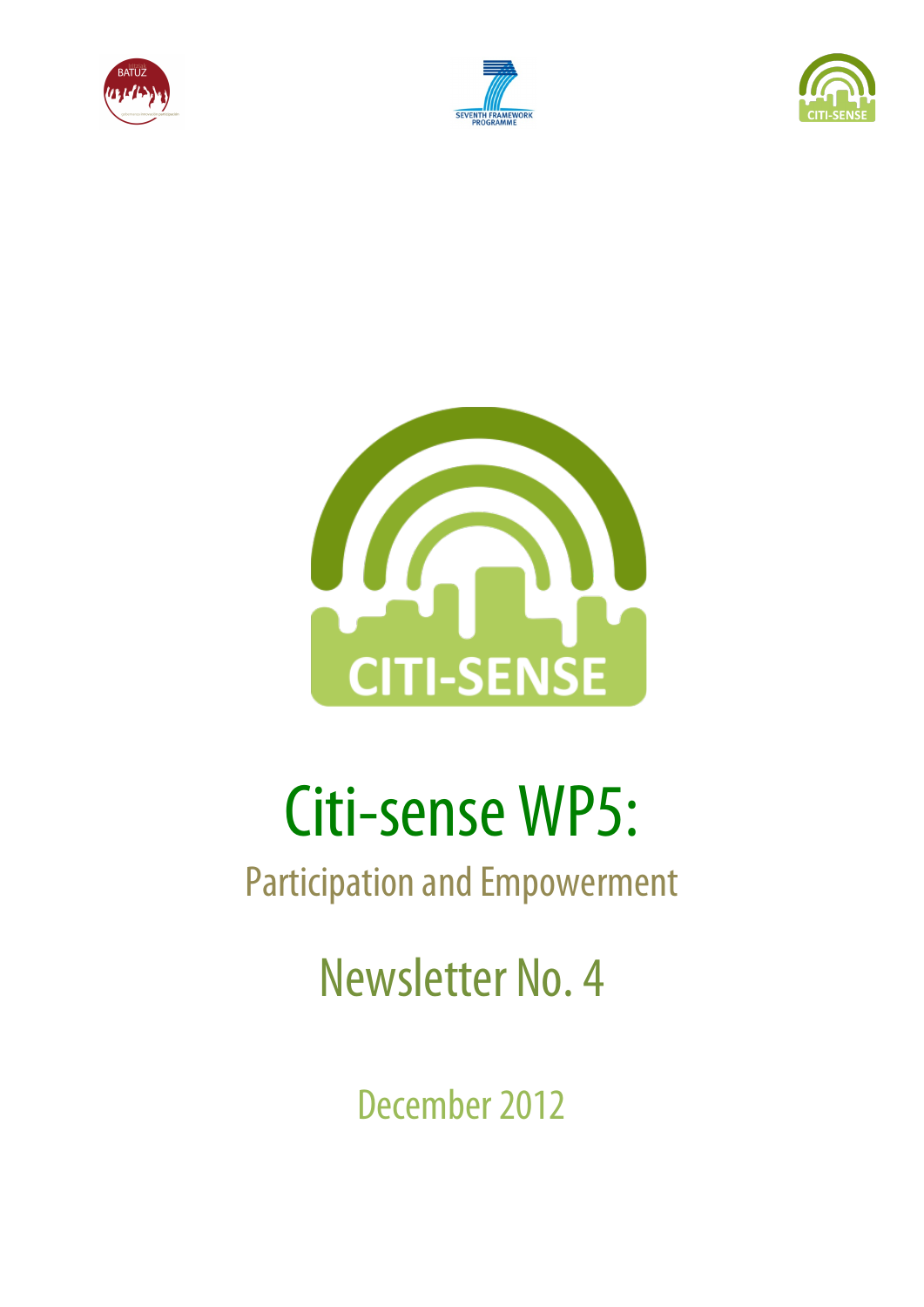# Citi-sense WP5:

## Participation and Empowerment

## Newsletter No. 4

December 2012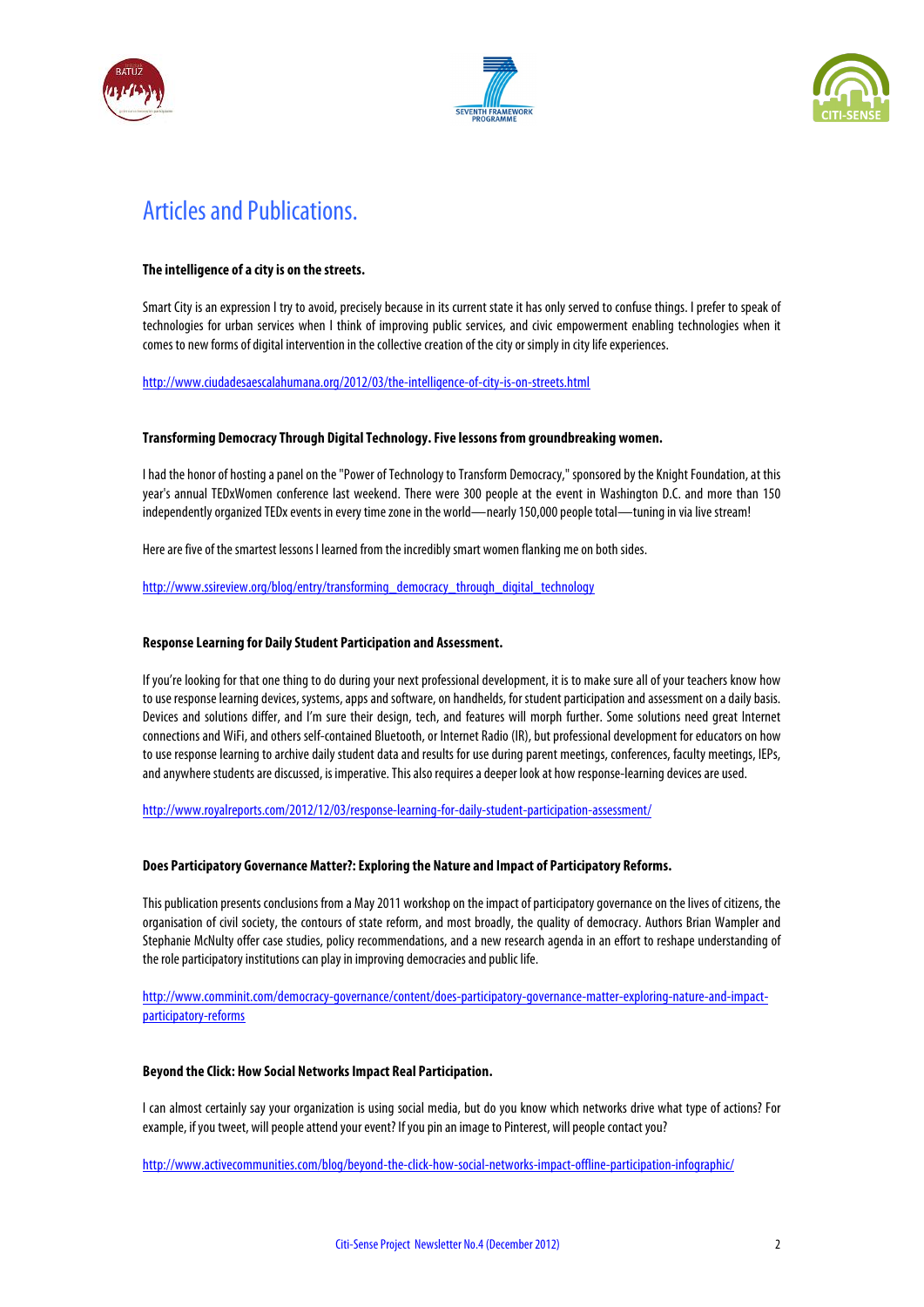# Articles and Publications.

**The intelligence of a city is on the streets.**

Smart City is an expression I try to avoid, precisely because in its current state it has only served to confuse things. I prefer to speak of technologies for urban services when I think of improving public services, and civic empowerment enabling technologies when it comes to new forms of digital intervention in the collective creation of the city or simply in city life experiences.

http://www.ciudadesaescalahumana.org/2012/03/the-intelligence-of-city-is-on-streets.html

**Transforming Democracy Through Digital Technology. Five lessons from groundbreaking women.**

I had the honor of hosting a panel on the "Power of Technology to Transform Democracy," sponsored by the Knight Foundation, at this year's annual TEDxWomen conference last weekend. There were 300 people at the event in Washington D.C. and more than 150 independently organized TEDx events in every time zone in the world—nearly 150,000 people total—tuning in via live stream!

Here are five of the smartest lessons I learned from the incredibly smart women flanking me on both sides.

http://www.ssireview.org/blog/entry/transforming_democracy_through_digital_technology

**Response Learning for Daily Student Participation and Assessment.**

If you're looking for that one thing to do during your next professional development, it is to make sure all of your teachers know how to use response learning devices, systems, apps and software, on handhelds, for student participation and assessment on a daily basis. Devices and solutions differ, and I'm sure their design, tech, and features will morph further. Some solutions need great Internet connections and WiFi, and others self-contained Bluetooth, or Internet Radio (IR), but professional development for educators on how to use response learning to archive daily student data and results for use during parent meetings, conferences, faculty meetings, IEPs, and anywhere students are discussed, is imperative. This also requires a deeper look at how response-learning devices are used.

http://www.royalreports.com/2012/12/03/response-learning-for-daily-student-participation-assessment/

**Does Participatory Governance Matter?: Exploring the Nature and Impact of Participatory Reforms.**

This publication presents conclusions from a May 2011 workshop on the impact of participatory governance on the lives of citizens, the organisation of civil society, the contours of state reform, and most broadly, the quality of democracy. Authors Brian Wampler and Stephanie McNulty offer case studies, policy recommendations, and a new research agenda in an effort to reshape understanding of the role participatory institutions can play in improving democracies and public life.

http://www.comminit.com/democracy-governance/content/does-participatory-governance-matter-exploring-nature-and-impact-participatory-reforms

**Beyond the Click: How Social Networks Impact Real Participation.**

I can almost certainly say your organization is using social media, but do you know which networks drive what type of actions? For example, if you tweet, will people attend your event? If you pin an image to Pinterest, will people contact you?

http://www.activecommunities.com/blog/beyond-the-click-how-social-networks-impact-offline-participation-infographic/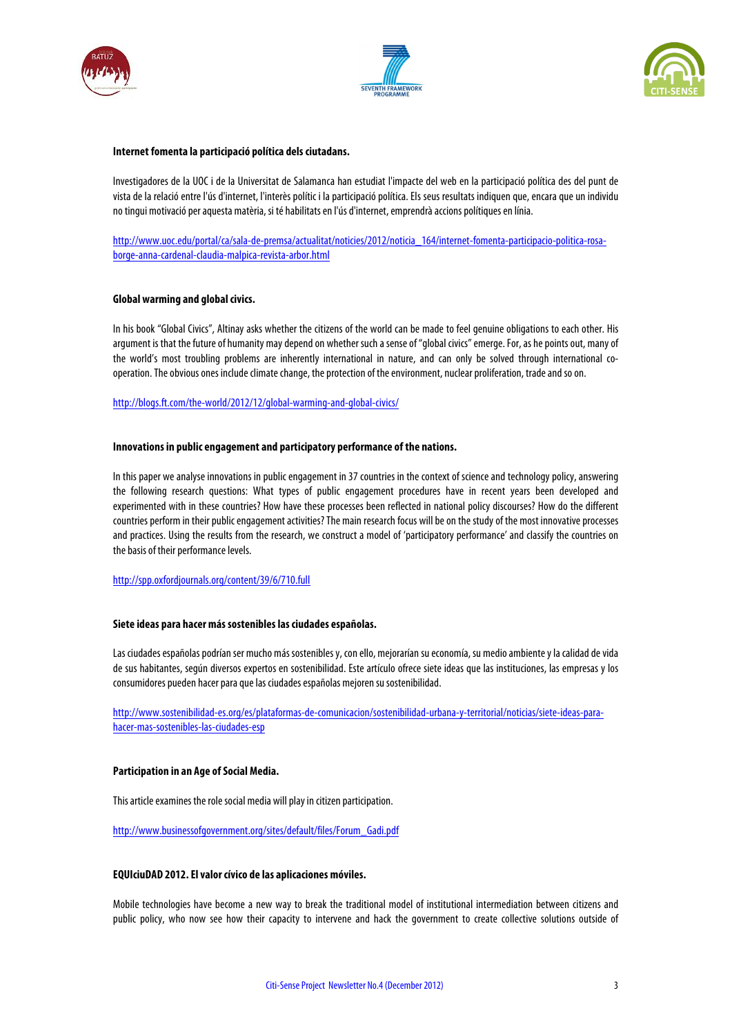**Internet fomenta la participació política dels ciutadans.**

Investigadores de la UOC i de la Universitat de Salamanca han estudiat l'impacte del web en la participació política des del punt de vista de la relació entre l'ús d'internet, l'interès polític i la participació política. Els seus resultats indiquen que, encara que un individu no tingui motivació per aquesta matèria, si té habilitats en l'ús d'internet, emprendrà accions polítiques en línia.

http://www.uoc.edu/portal/ca/sala-de-premsa/actualitat/noticies/2012/noticia_164/internet-fomenta-participacio-politica-rosa-borge-anna-cardenal-claudia-malpica-revista-arbor.html

**Global warming and global civics.**

In his book "Global Civics", Altinay asks whether the citizens of the world can be made to feel genuine obligations to each other. His argument is that the future of humanity may depend on whether such a sense of "global civics" emerge. For, as he points out, many of the world's most troubling problems are inherently international in nature, and can only be solved through international co-operation. The obvious ones include climate change, the protection of the environment, nuclear proliferation, trade and so on.

http://blogs.ft.com/the-world/2012/12/global-warming-and-global-civics/

**Innovations in public engagement and participatory performance of the nations.**

In this paper we analyse innovations in public engagement in 37 countries in the context of science and technology policy, answering the following research questions: What types of public engagement procedures have in recent years been developed and experimented with in these countries? How have these processes been reflected in national policy discourses? How do the different countries perform in their public engagement activities? The main research focus will be on the study of the most innovative processes and practices. Using the results from the research, we construct a model of 'participatory performance' and classify the countries on the basis of their performance levels.

http://spp.oxfordjournals.org/content/39/6/710.full

**Siete ideas para hacer más sostenibles las ciudades españolas.**

Las ciudades españolas podrían ser mucho más sostenibles y, con ello, mejorarían su economía, su medio ambiente y la calidad de vida de sus habitantes, según diversos expertos en sostenibilidad. Este artículo ofrece siete ideas que las instituciones, las empresas y los consumidores pueden hacer para que las ciudades españolas mejoren su sostenibilidad.

http://www.sostenibilidad-es.org/es/plataformas-de-comunicacion/sostenibilidad-urbana-y-territorial/noticias/siete-ideas-para-hacer-mas-sostenibles-las-ciudades-esp

**Participation in an Age of Social Media.**

This article examines the role social media will play in citizen participation.

http://www.businessofgovernment.org/sites/default/files/Forum_Gadi.pdf

**EQUIciuDAD 2012. El valor cívico de las aplicaciones móviles.**

Mobile technologies have become a new way to break the traditional model of institutional intermediation between citizens and public policy, who now see how their capacity to intervene and hack the government to create collective solutions outside of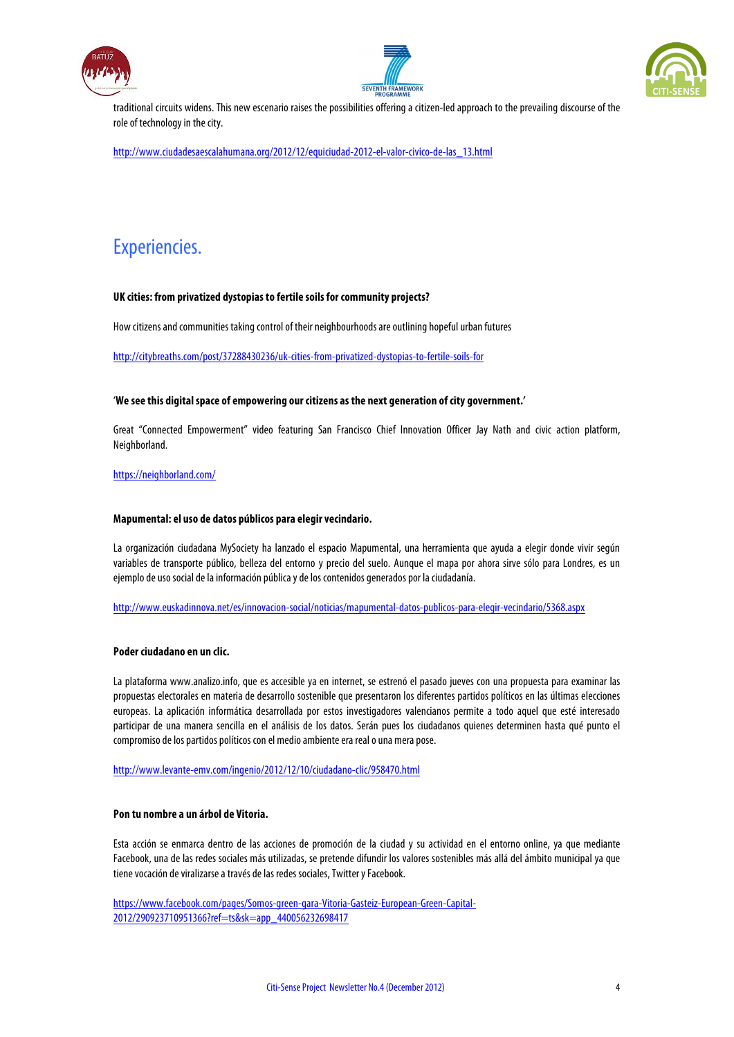traditional circuits widens. This new escenario raises the possibilities offering a citizen-led approach to the prevailing discourse of the role of technology in the city.

http://www.ciudadesaescalahumana.org/2012/12/equiciudad-2012-el-valor-civico-de-las_13.html

# Experiencies.

**UK cities: from privatized dystopias to fertile soils for community projects?**

How citizens and communities taking control of their neighbourhoods are outlining hopeful urban futures

http://citybreaths.com/post/37288430236/uk-cities-from-privatized-dystopias-to-fertile-soils-for

**'We see this digital space of empowering our citizens as the next generation of city government.'**

Great "Connected Empowerment" video featuring San Francisco Chief Innovation Officer Jay Nath and civic action platform, Neighborland.

https://neighborland.com/

**Mapumental: el uso de datos públicos para elegir vecindario.**

La organización ciudadana MySociety ha lanzado el espacio Mapumental, una herramienta que ayuda a elegir donde vivir según variables de transporte público, belleza del entorno y precio del suelo. Aunque el mapa por ahora sirve sólo para Londres, es un ejemplo de uso social de la información pública y de los contenidos generados por la ciudadanía.

http://www.euskadinnova.net/es/innovacion-social/noticias/mapumental-datos-publicos-para-elegir-vecindario/5368.aspx

**Poder ciudadano en un clic.**

La plataforma www.analizo.info, que es accesible ya en internet, se estrenó el pasado jueves con una propuesta para examinar las propuestas electorales en materia de desarrollo sostenible que presentaron los diferentes partidos políticos en las últimas elecciones europeas. La aplicación informática desarrollada por estos investigadores valencianos permite a todo aquel que esté interesado participar de una manera sencilla en el análisis de los datos. Serán pues los ciudadanos quienes determinen hasta qué punto el compromiso de los partidos políticos con el medio ambiente era real o una mera pose.

http://www.levante-emv.com/ingenio/2012/12/10/ciudadano-clic/958470.html

**Pon tu nombre a un árbol de Vitoria.**

Esta acción se enmarca dentro de las acciones de promoción de la ciudad y su actividad en el entorno online, ya que mediante Facebook, una de las redes sociales más utilizadas, se pretende difundir los valores sostenibles más allá del ámbito municipal ya que tiene vocación de viralizarse a través de las redes sociales, Twitter y Facebook.

https://www.facebook.com/pages/Somos-green-gara-Vitoria-Gasteiz-European-Green-Capital-2012/290923710951366?ref=ts&sk=app_440056232698417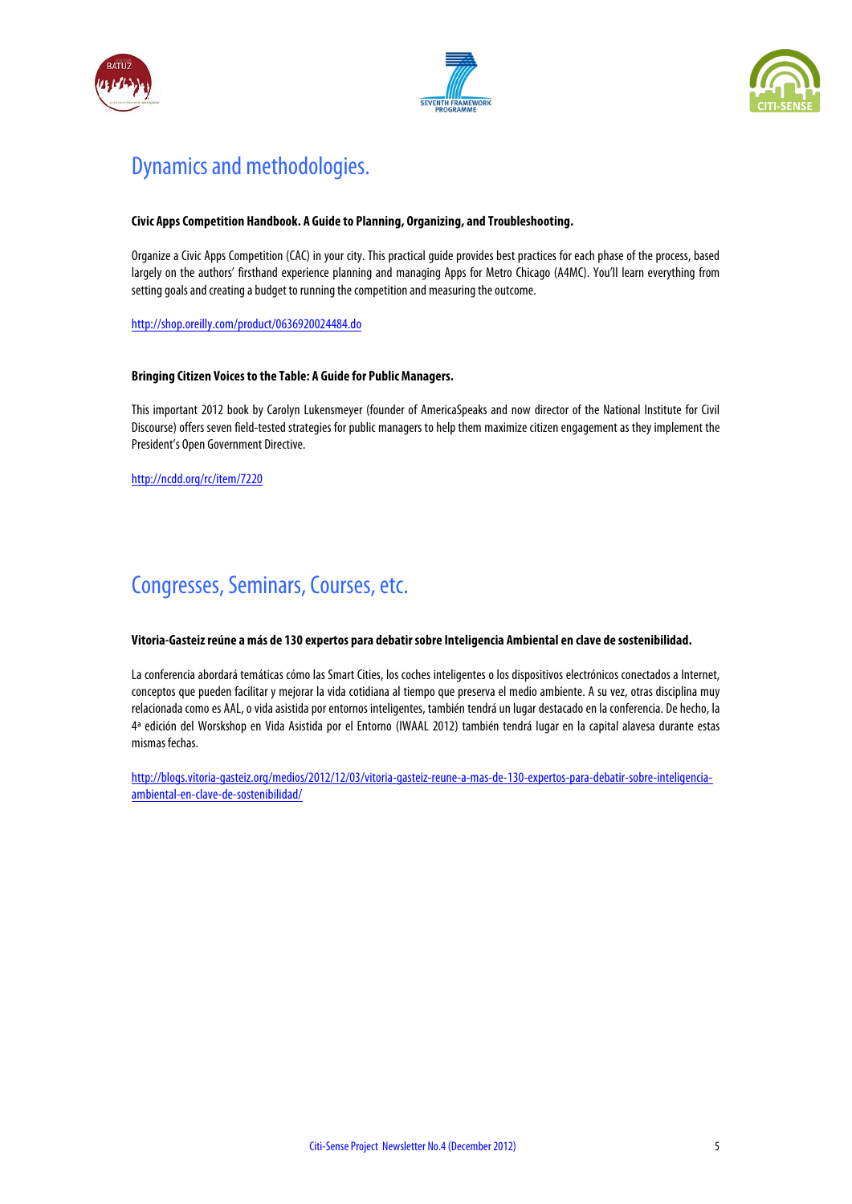# Dynamics and methodologies.

**Civic Apps Competition Handbook. A Guide to Planning, Organizing, and Troubleshooting.**

Organize a Civic Apps Competition (CAC) in your city. This practical guide provides best practices for each phase of the process, based largely on the authors' firsthand experience planning and managing Apps for Metro Chicago (A4MC). You'll learn everything from setting goals and creating a budget to running the competition and measuring the outcome.

http://shop.oreilly.com/product/0636920024484.do

**Bringing Citizen Voices to the Table: A Guide for Public Managers.**

This important 2012 book by Carolyn Lukensmeyer (founder of AmericaSpeaks and now director of the National Institute for Civil Discourse) offers seven field-tested strategies for public managers to help them maximize citizen engagement as they implement the President's Open Government Directive.

http://ncdd.org/rc/item/7220

# Congresses, Seminars, Courses, etc.

**Vitoria-Gasteiz reúne a más de 130 expertos para debatir sobre Inteligencia Ambiental en clave de sostenibilidad.**

La conferencia abordará temáticas cómo las Smart Cities, los coches inteligentes o los dispositivos electrónicos conectados a Internet, conceptos que pueden facilitar y mejorar la vida cotidiana al tiempo que preserva el medio ambiente. A su vez, otras disciplina muy relacionada como es AAL, o vida asistida por entornos inteligentes, también tendrá un lugar destacado en la conferencia. De hecho, la 4ª edición del Worskshop en Vida Asistida por el Entorno (IWAAL 2012) también tendrá lugar en la capital alavesa durante estas mismas fechas.

http://blogs.vitoria-gasteiz.org/medios/2012/12/03/vitoria-gasteiz-reune-a-mas-de-130-expertos-para-debatir-sobre-inteligencia-ambiental-en-clave-de-sostenibilidad/